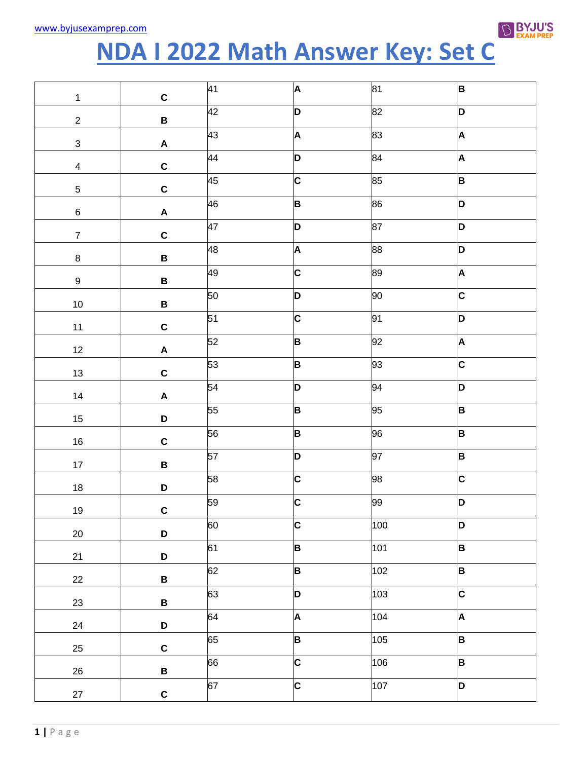www.byjusexamprep.com

# NDA I 2022 Math Answer Key: Set C

| | | | | | |
|---|---|---|---|---|---|
| 1 | C | 41 | A | 81 | B |
| 2 | B | 42 | D | 82 | D |
| 3 | A | 43 | A | 83 | A |
| 4 | C | 44 | D | 84 | A |
| 5 | C | 45 | C | 85 | B |
| 6 | A | 46 | B | 86 | D |
| 7 | C | 47 | D | 87 | D |
| 8 | B | 48 | A | 88 | D |
| 9 | B | 49 | C | 89 | A |
| 10 | B | 50 | D | 90 | C |
| 11 | C | 51 | C | 91 | D |
| 12 | A | 52 | B | 92 | A |
| 13 | C | 53 | B | 93 | C |
| 14 | A | 54 | D | 94 | D |
| 15 | D | 55 | B | 95 | B |
| 16 | C | 56 | B | 96 | B |
| 17 | B | 57 | D | 97 | B |
| 18 | D | 58 | C | 98 | C |
| 19 | C | 59 | C | 99 | D |
| 20 | D | 60 | C | 100 | D |
| 21 | D | 61 | B | 101 | B |
| 22 | B | 62 | B | 102 | B |
| 23 | B | 63 | D | 103 | C |
| 24 | D | 64 | A | 104 | A |
| 25 | C | 65 | B | 105 | B |
| 26 | B | 66 | C | 106 | B |
| 27 | C | 67 | C | 107 | D |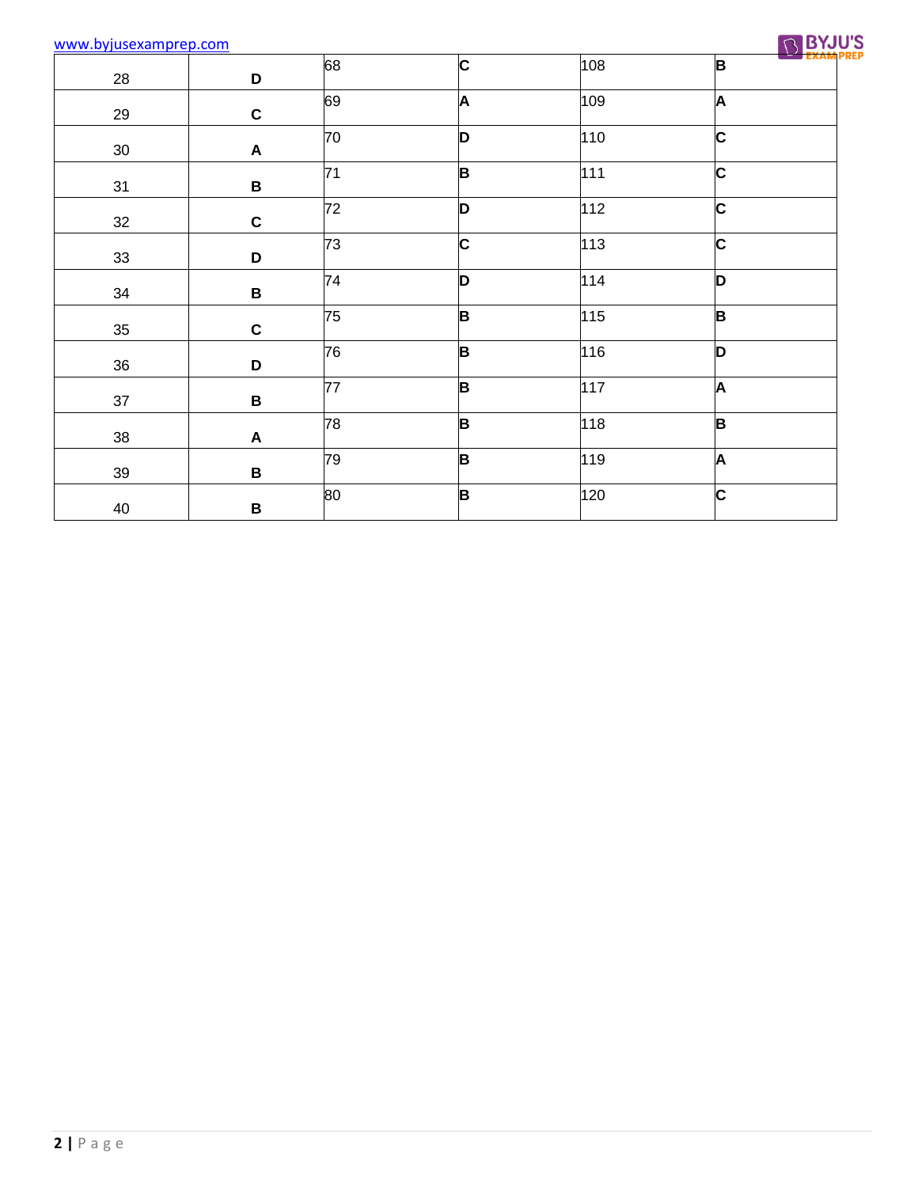| | | | | | |
|---|---|---|---|---|---|
| 28 | **D** | 68 | **C** | 108 | **B** |
| 29 | **C** | 69 | **A** | 109 | **A** |
| 30 | **A** | 70 | **D** | 110 | **C** |
| 31 | **B** | 71 | **B** | 111 | **C** |
| 32 | **C** | 72 | **D** | 112 | **C** |
| 33 | **D** | 73 | **C** | 113 | **C** |
| 34 | **B** | 74 | **D** | 114 | **D** |
| 35 | **C** | 75 | **B** | 115 | **B** |
| 36 | **D** | 76 | **B** | 116 | **D** |
| 37 | **B** | 77 | **B** | 117 | **A** |
| 38 | **A** | 78 | **B** | 118 | **B** |
| 39 | **B** | 79 | **B** | 119 | **A** |
| 40 | **B** | 80 | **B** | 120 | **C** |